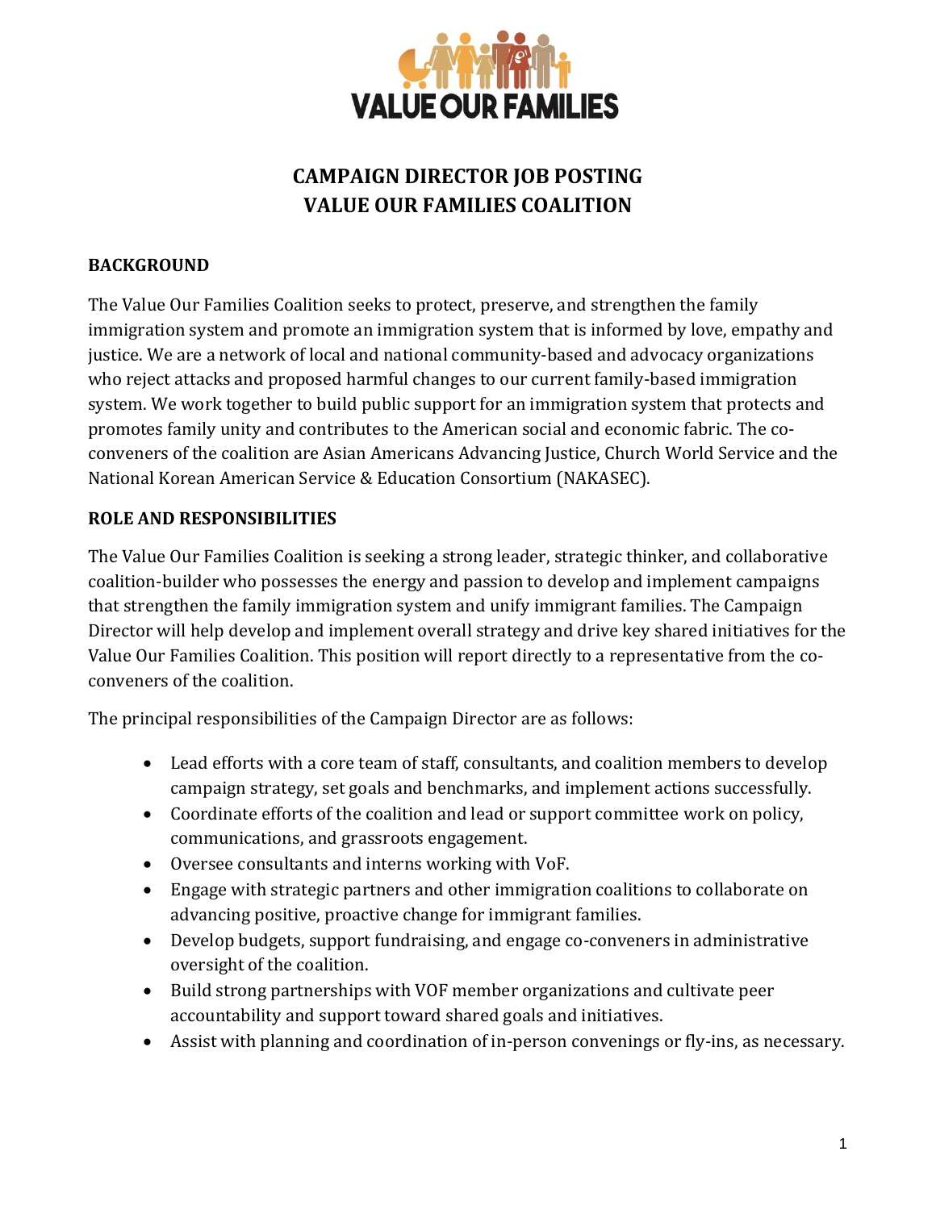VALUE OUR FAMILIES

# CAMPAIGN DIRECTOR JOB POSTING
# VALUE OUR FAMILIES COALITION

## BACKGROUND

The Value Our Families Coalition seeks to protect, preserve, and strengthen the family immigration system and promote an immigration system that is informed by love, empathy and justice. We are a network of local and national community-based and advocacy organizations who reject attacks and proposed harmful changes to our current family-based immigration system. We work together to build public support for an immigration system that protects and promotes family unity and contributes to the American social and economic fabric. The co-conveners of the coalition are Asian Americans Advancing Justice, Church World Service and the National Korean American Service & Education Consortium (NAKASEC).

## ROLE AND RESPONSIBILITIES

The Value Our Families Coalition is seeking a strong leader, strategic thinker, and collaborative coalition-builder who possesses the energy and passion to develop and implement campaigns that strengthen the family immigration system and unify immigrant families. The Campaign Director will help develop and implement overall strategy and drive key shared initiatives for the Value Our Families Coalition. This position will report directly to a representative from the co-conveners of the coalition.

The principal responsibilities of the Campaign Director are as follows:

- Lead efforts with a core team of staff, consultants, and coalition members to develop campaign strategy, set goals and benchmarks, and implement actions successfully.
- Coordinate efforts of the coalition and lead or support committee work on policy, communications, and grassroots engagement.
- Oversee consultants and interns working with VoF.
- Engage with strategic partners and other immigration coalitions to collaborate on advancing positive, proactive change for immigrant families.
- Develop budgets, support fundraising, and engage co-conveners in administrative oversight of the coalition.
- Build strong partnerships with VOF member organizations and cultivate peer accountability and support toward shared goals and initiatives.
- Assist with planning and coordination of in-person convenings or fly-ins, as necessary.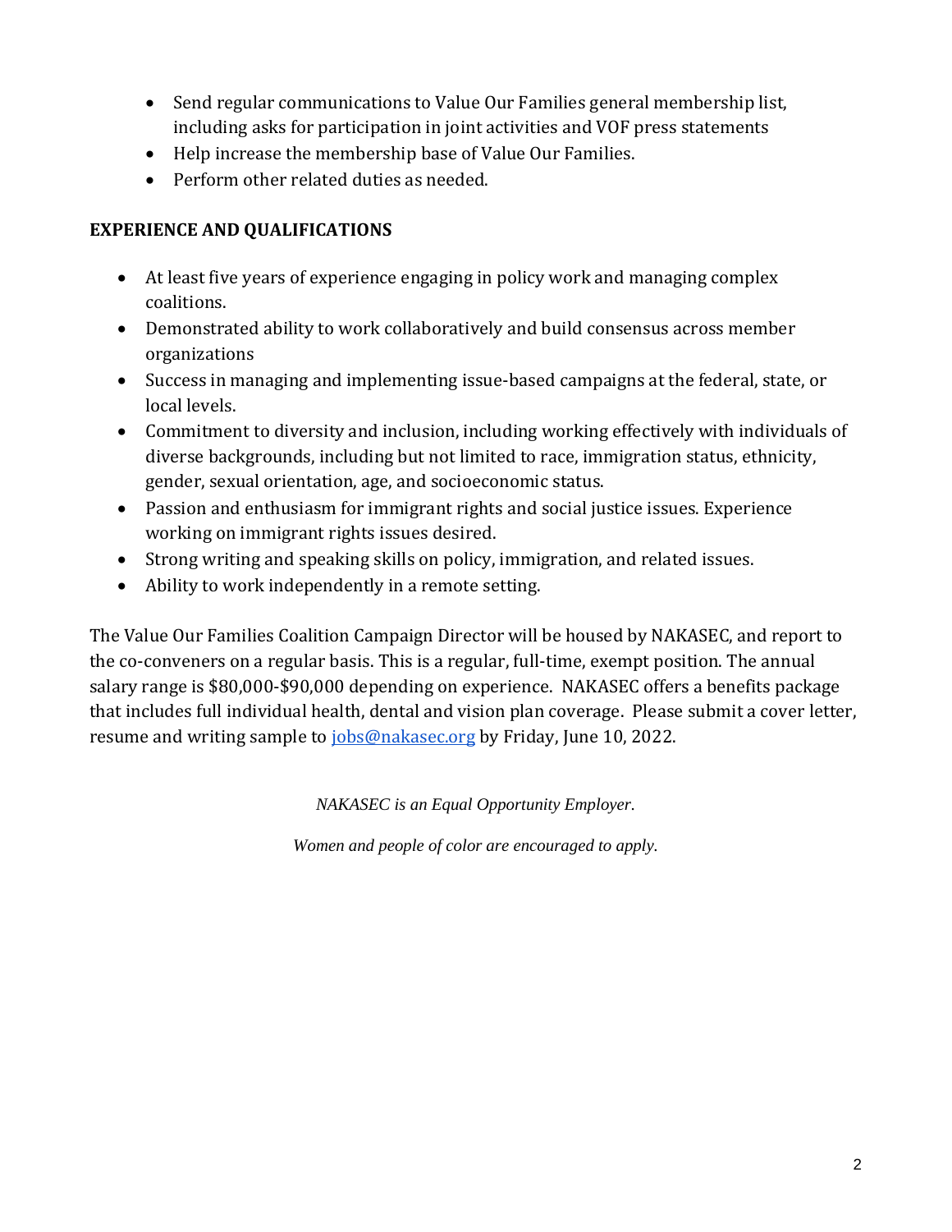- Send regular communications to Value Our Families general membership list, including asks for participation in joint activities and VOF press statements
- Help increase the membership base of Value Our Families.
- Perform other related duties as needed.

**EXPERIENCE AND QUALIFICATIONS**

- At least five years of experience engaging in policy work and managing complex coalitions.
- Demonstrated ability to work collaboratively and build consensus across member organizations
- Success in managing and implementing issue-based campaigns at the federal, state, or local levels.
- Commitment to diversity and inclusion, including working effectively with individuals of diverse backgrounds, including but not limited to race, immigration status, ethnicity, gender, sexual orientation, age, and socioeconomic status.
- Passion and enthusiasm for immigrant rights and social justice issues. Experience working on immigrant rights issues desired.
- Strong writing and speaking skills on policy, immigration, and related issues.
- Ability to work independently in a remote setting.

The Value Our Families Coalition Campaign Director will be housed by NAKASEC, and report to the co-conveners on a regular basis. This is a regular, full-time, exempt position. The annual salary range is $80,000-$90,000 depending on experience. NAKASEC offers a benefits package that includes full individual health, dental and vision plan coverage. Please submit a cover letter, resume and writing sample to jobs@nakasec.org by Friday, June 10, 2022.

*NAKASEC is an Equal Opportunity Employer.*

*Women and people of color are encouraged to apply.*